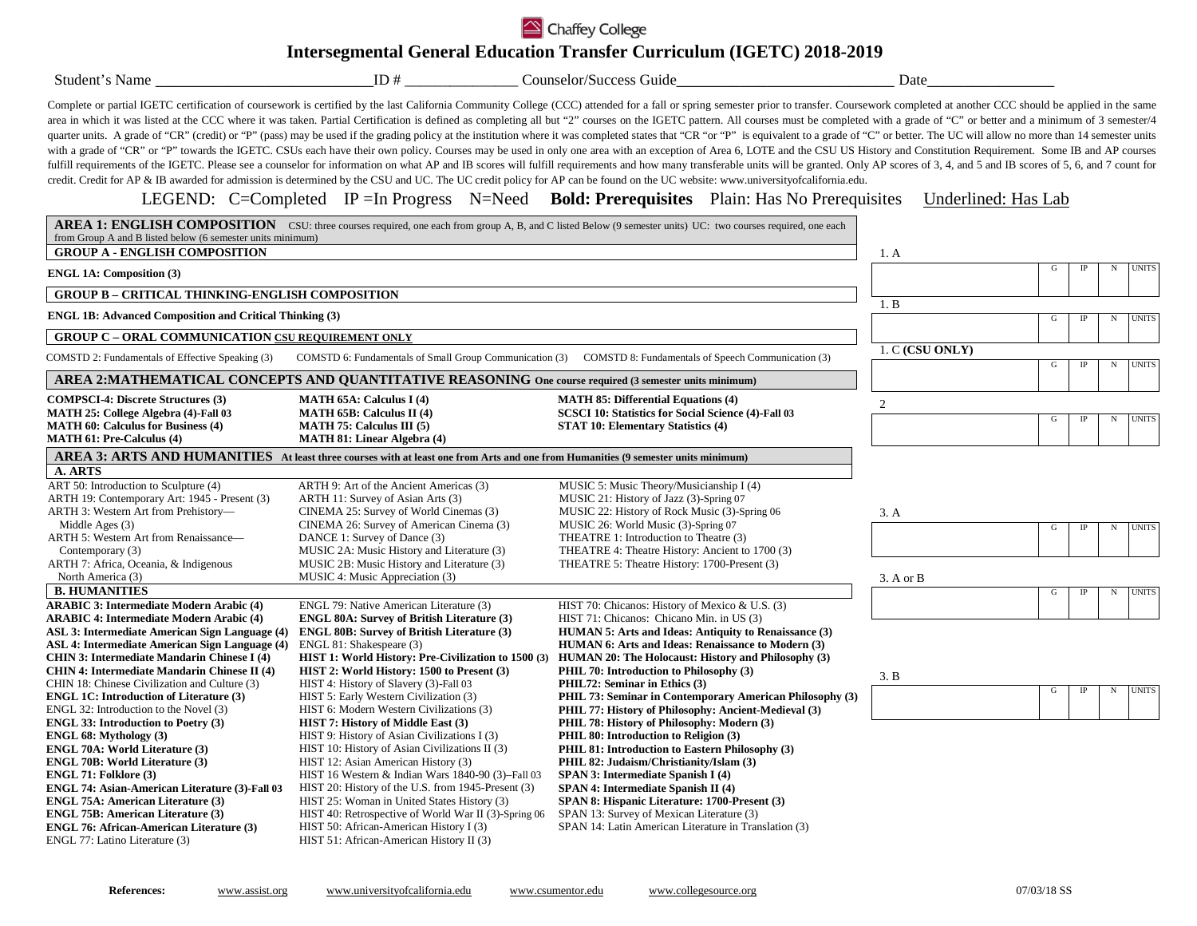# Chaffey College

## Intersegmental General Education Transfer Curriculum (IGETC) 2018-2019

Student's Name ____________________________ ID # _______________ Counselor/Success Guide ____________________________ Date ________________

Complete or partial IGETC certification of coursework is certified by the last California Community College (CCC) attended for a fall or spring semester prior to transfer. Coursework completed at another CCC should be applied in the same area in which it was listed at the CCC where it was taken. Partial Certification is defined as completing all but "2" courses on the IGETC pattern. All courses must be completed with a grade of "C" or better and a minimum of 3 semester/4 quarter units. A grade of "CR" (credit) or "P" (pass) may be used if the grading policy at the institution where it was completed states that "CR "or "P" is equivalent to a grade of "C" or better. The UC will allow no more than 14 semester units with a grade of "CR" or "P" towards the IGETC. CSUs each have their own policy. Courses may be used in only one area with an exception of Area 6, LOTE and the CSU US History and Constitution Requirement. Some IB and AP courses fulfill requirements of the IGETC. Please see a counselor for information on what AP and IB scores will fulfill requirements and how many transferable units will be granted. Only AP scores of 3, 4, and 5 and IB scores of 5, 6, and 7 count for credit. Credit for AP & IB awarded for admission is determined by the CSU and UC. The UC credit policy for AP can be found on the UC website: www.universityofcalifornia.edu.

LEGEND: C=Completed IP =In Progress N=Need **Bold: Prerequisites** Plain: Has No Prerequisites <u>Underlined: Has Lab</u>

### AREA 1: ENGLISH COMPOSITION
CSU: three courses required, one each from group A, B, and C listed Below (9 semester units) UC: two courses required, one each from Group A and B listed below (6 semester units minimum)

**GROUP A - ENGLISH COMPOSITION**

**ENGL 1A: Composition (3)**

**GROUP B – CRITICAL THINKING-ENGLISH COMPOSITION**

**ENGL 1B: Advanced Composition and Critical Thinking (3)**

**GROUP C – ORAL COMMUNICATION <u>CSU REQUIREMENT ONLY</u>**

COMSTD 2: Fundamentals of Effective Speaking (3)
COMSTD 6: Fundamentals of Small Group Communication (3)
COMSTD 8: Fundamentals of Speech Communication (3)

### AREA 2: MATHEMATICAL CONCEPTS AND QUANTITATIVE REASONING
One course required (3 semester units minimum)

**COMPSCI-4: Discrete Structures (3)**
**MATH 25: College Algebra (4)**-Fall 03
**MATH 60: Calculus for Business (4)**
**MATH 61: Pre-Calculus (4)**
**MATH 65A: Calculus I (4)**
**MATH 65B: Calculus II (4)**
**MATH 75: Calculus III (5)**
**MATH 81: Linear Algebra (4)**
**MATH 85: Differential Equations (4)**
**SCSCI 10: Statistics for Social Science (4)**-Fall 03
**STAT 10: Elementary Statistics (4)**

### AREA 3: ARTS AND HUMANITIES
At least three courses with at least one from Arts and one from Humanities (9 semester units minimum)

**A. ARTS**

ART 50: Introduction to Sculpture (4)
ARTH 19: Contemporary Art: 1945 - Present (3)
ARTH 3: Western Art from Prehistory—Middle Ages (3)
ARTH 5: Western Art from Renaissance—Contemporary (3)
ARTH 7: Africa, Oceania, & Indigenous North America (3)
ARTH 9: Art of the Ancient Americas (3)
ARTH 11: Survey of Asian Arts (3)
CINEMA 25: Survey of World Cinemas (3)
CINEMA 26: Survey of American Cinema (3)
DANCE 1: Survey of Dance (3)
MUSIC 2A: Music History and Literature (3)
MUSIC 2B: Music History and Literature (3)
MUSIC 4: Music Appreciation (3)
MUSIC 5: Music Theory/Musicianship I (4)
MUSIC 21: History of Jazz (3)-Spring 07
MUSIC 22: History of Rock Music (3)-Spring 06
MUSIC 26: World Music (3)-Spring 07
THEATRE 1: Introduction to Theatre (3)
THEATRE 4: Theatre History: Ancient to 1700 (3)
THEATRE 5: Theatre History: 1700-Present (3)

**B. HUMANITIES**

**ARABIC 3: Intermediate Modern Arabic (4)**
**ARABIC 4: Intermediate Modern Arabic (4)**
**ASL 3: Intermediate American Sign Language (4)**
**ASL 4: Intermediate American Sign Language (4)**
**CHIN 3: Intermediate Mandarin Chinese I (4)**
**CHIN 4: Intermediate Mandarin Chinese II (4)**
CHIN 18: Chinese Civilization and Culture (3)
**ENGL 1C: Introduction of Literature (3)**
ENGL 32: Introduction to the Novel (3)
**ENGL 33: Introduction to Poetry (3)**
**ENGL 68: Mythology (3)**
**ENGL 70A: World Literature (3)**
**ENGL 70B: World Literature (3)**
**ENGL 71: Folklore (3)**
**ENGL 74: Asian-American Literature (3)-Fall 03**
**ENGL 75A: American Literature (3)**
**ENGL 75B: American Literature (3)**
**ENGL 76: African-American Literature (3)**
ENGL 77: Latino Literature (3)
ENGL 79: Native American Literature (3)
**ENGL 80A: Survey of British Literature (3)**
**ENGL 80B: Survey of British Literature (3)**
ENGL 81: Shakespeare (3)
**HIST 1: World History: Pre-Civilization to 1500 (3)**
**HIST 2: World History: 1500 to Present (3)**
HIST 4: History of Slavery (3)-Fall 03
HIST 5: Early Western Civilization (3)
HIST 6: Modern Western Civilizations (3)
**HIST 7: History of Middle East (3)**
HIST 9: History of Asian Civilizations I (3)
HIST 10: History of Asian Civilizations II (3)
HIST 12: Asian American History (3)
HIST 16 Western & Indian Wars 1840-90 (3)–Fall 03
HIST 20: History of the U.S. from 1945-Present (3)
HIST 25: Woman in United States History (3)
HIST 40: Retrospective of World War II (3)-Spring 06
HIST 50: African-American History I (3)
HIST 51: African-American History II (3)
HIST 70: Chicanos: History of Mexico & U.S. (3)
HIST 71: Chicanos: Chicano Min. in US (3)
**HUMAN 5: Arts and Ideas: Antiquity to Renaissance (3)**
**HUMAN 6: Arts and Ideas: Renaissance to Modern (3)**
**HUMAN 20: The Holocaust: History and Philosophy (3)**
**PHIL 70: Introduction to Philosophy (3)**
**PHIL72: Seminar in Ethics (3)**
**PHIL 73: Seminar in Contemporary American Philosophy (3)**
**PHIL 77: History of Philosophy: Ancient-Medieval (3)**
**PHIL 78: History of Philosophy: Modern (3)**
**PHIL 80: Introduction to Religion (3)**
**PHIL 81: Introduction to Eastern Philosophy (3)**
**PHIL 82: Judaism/Christianity/Islam (3)**
**SPAN 3: Intermediate Spanish I (4)**
**SPAN 4: Intermediate Spanish II (4)**
**SPAN 8: Hispanic Literature: 1700-Present (3)**
SPAN 13: Survey of Mexican Literature (3)
SPAN 14: Latin American Literature in Translation (3)

### Tracking

| Area | Course | G | IP | N | UNITS |
|---|---|---|---|---|---|
| 1. A | | | | | |
| 1. B | | | | | |
| 1. C **(CSU ONLY)** | | | | | |
| 2 | | | | | |
| 3. A | | | | | |
| 3. A or B | | | | | |
| 3. B | | | | | |

References: www.assist.org www.universityofcalifornia.edu www.csumentor.edu www.collegesource.org

07/03/18 SS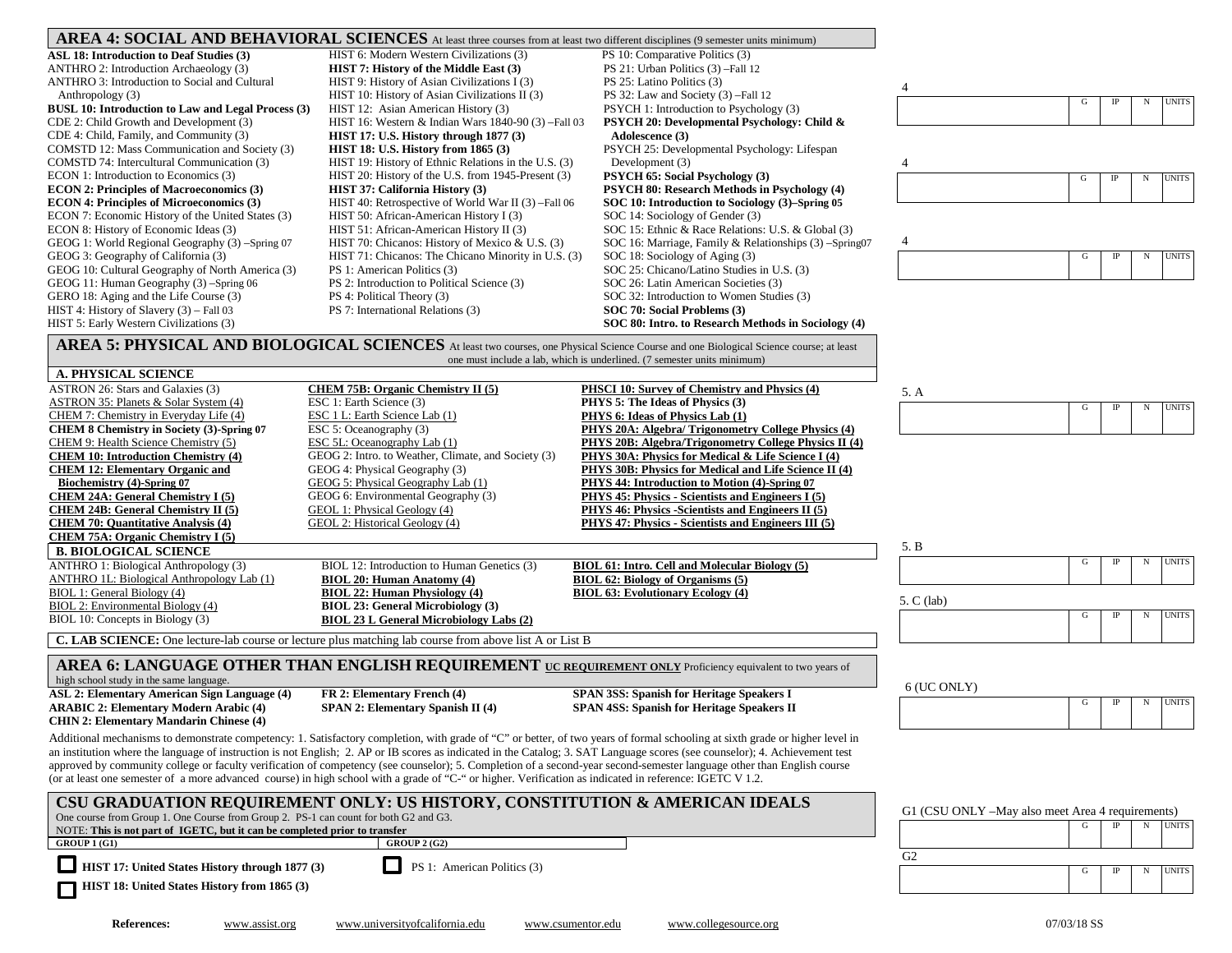## AREA 4: SOCIAL AND BEHAVIORAL SCIENCES

At least three courses from at least two different disciplines (9 semester units minimum)

**ASL 18: Introduction to Deaf Studies (3)**
ANTHRO 2: Introduction Archaeology (3)
ANTHRO 3: Introduction to Social and Cultural Anthropology (3)
**BUSL 10: Introduction to Law and Legal Process (3)**
CDE 2: Child Growth and Development (3)
CDE 4: Child, Family, and Community (3)
COMSTD 12: Mass Communication and Society (3)
COMSTD 74: Intercultural Communication (3)
ECON 1: Introduction to Economics (3)
**ECON 2: Principles of Macroeconomics (3)**
**ECON 4: Principles of Microeconomics (3)**
ECON 7: Economic History of the United States (3)
ECON 8: History of Economic Ideas (3)
GEOG 1: World Regional Geography (3) –Spring 07
GEOG 3: Geography of California (3)
GEOG 10: Cultural Geography of North America (3)
GEOG 11: Human Geography (3) –Spring 06
GERO 18: Aging and the Life Course (3)
HIST 4: History of Slavery (3) – Fall 03
HIST 5: Early Western Civilizations (3)
HIST 6: Modern Western Civilizations (3)
**HIST 7: History of the Middle East (3)**
HIST 9: History of Asian Civilizations I (3)
HIST 10: History of Asian Civilizations II (3)
HIST 12: Asian American History (3)
HIST 16: Western & Indian Wars 1840-90 (3) –Fall 03
**HIST 17: U.S. History through 1877 (3)**
**HIST 18: U.S. History from 1865 (3)**
HIST 19: History of Ethnic Relations in the U.S. (3)
HIST 20: History of the U.S. from 1945-Present (3)
**HIST 37: California History (3)**
HIST 40: Retrospective of World War II (3) –Fall 06
HIST 50: African-American History I (3)
HIST 51: African-American History II (3)
HIST 70: Chicanos: History of Mexico & U.S. (3)
HIST 71: Chicanos: The Chicano Minority in U.S. (3)
PS 1: American Politics (3)
PS 2: Introduction to Political Science (3)
PS 4: Political Theory (3)
PS 7: International Relations (3)
PS 10: Comparative Politics (3)
PS 21: Urban Politics (3) –Fall 12
PS 25: Latino Politics (3)
PS 32: Law and Society (3) –Fall 12
PSYCH 1: Introduction to Psychology (3)
**PSYCH 20: Developmental Psychology: Child & Adolescence (3)**
PSYCH 25: Developmental Psychology: Lifespan Development (3)
**PSYCH 65: Social Psychology (3)**
**PSYCH 80: Research Methods in Psychology (4)**
**SOC 10: Introduction to Sociology (3)–Spring 05**
SOC 14: Sociology of Gender (3)
SOC 15: Ethnic & Race Relations: U.S. & Global (3)
SOC 16: Marriage, Family & Relationships (3) –Spring07
SOC 18: Sociology of Aging (3)
SOC 25: Chicano/Latino Studies in U.S. (3)
SOC 26: Latin American Societies (3)
SOC 32: Introduction to Women Studies (3)
**SOC 70: Social Problems (3)**
**SOC 80: Intro. to Research Methods in Sociology (4)**

| 4 | G | IP | N | UNITS |
|---|---|---|---|---|
| | | | | |

| 4 | G | IP | N | UNITS |
|---|---|---|---|---|
| | | | | |

| 4 | G | IP | N | UNITS |
|---|---|---|---|---|
| | | | | |

## AREA 5: PHYSICAL AND BIOLOGICAL SCIENCES

At least two courses, one Physical Science Course and one Biological Science course; at least one must include a lab, which is underlined. (7 semester units minimum)

### A. PHYSICAL SCIENCE

ASTRON 26: Stars and Galaxies (3)
ASTRON 35: Planets & Solar System (4)
CHEM 7: Chemistry in Everyday Life (4)
**CHEM 8 Chemistry in Society (3)-Spring 07**
CHEM 9: Health Science Chemistry (5)
**CHEM 10: Introduction Chemistry (4)**
**CHEM 12: Elementary Organic and Biochemistry (4)-Spring 07**
**CHEM 24A: General Chemistry I (5)**
**CHEM 24B: General Chemistry II (5)**
**CHEM 70: Quantitative Analysis (4)**
**CHEM 75A: Organic Chemistry I (5)**
**CHEM 75B: Organic Chemistry II (5)**
ESC 1: Earth Science (3)
ESC 1 L: Earth Science Lab (1)
ESC 5: Oceanography (3)
ESC 5L: Oceanography Lab (1)
GEOG 2: Intro. to Weather, Climate, and Society (3)
GEOG 4: Physical Geography (3)
GEOG 5: Physical Geography Lab (1)
GEOG 6: Environmental Geography (3)
GEOL 1: Physical Geology (4)
GEOL 2: Historical Geology (4)
**PHSCI 10: Survey of Chemistry and Physics (4)**
**PHYS 5: The Ideas of Physics (3)**
**PHYS 6: Ideas of Physics Lab (1)**
**PHYS 20A: Algebra/ Trigonometry College Physics (4)**
**PHYS 20B: Algebra/Trigonometry College Physics II (4)**
**PHYS 30A: Physics for Medical & Life Science I (4)**
**PHYS 30B: Physics for Medical and Life Science II (4)**
**PHYS 44: Introduction to Motion (4)-Spring 07**
**PHYS 45: Physics - Scientists and Engineers I (5)**
**PHYS 46: Physics -Scientists and Engineers II (5)**
**PHYS 47: Physics - Scientists and Engineers III (5)**

| 5. A | G | IP | N | UNITS |
|---|---|---|---|---|
| | | | | |

### B. BIOLOGICAL SCIENCE

ANTHRO 1: Biological Anthropology (3)
ANTHRO 1L: Biological Anthropology Lab (1)
BIOL 1: General Biology (4)
BIOL 2: Environmental Biology (4)
BIOL 10: Concepts in Biology (3)
BIOL 12: Introduction to Human Genetics (3)
**BIOL 20: Human Anatomy (4)**
**BIOL 22: Human Physiology (4)**
**BIOL 23: General Microbiology (3)**
**BIOL 23 L General Microbiology Labs (2)**
**BIOL 61: Intro. Cell and Molecular Biology (5)**
**BIOL 62: Biology of Organisms (5)**
**BIOL 63: Evolutionary Ecology (4)**

| 5. B | G | IP | N | UNITS |
|---|---|---|---|---|
| | | | | |

**C. LAB SCIENCE:** One lecture-lab course or lecture plus matching lab course from above list A or List B

| 5. C (lab) | G | IP | N | UNITS |
|---|---|---|---|---|
| | | | | |

## AREA 6: LANGUAGE OTHER THAN ENGLISH REQUIREMENT

UC REQUIREMENT ONLY Proficiency equivalent to two years of high school study in the same language.

**ASL 2: Elementary American Sign Language (4)**
**ARABIC 2: Elementary Modern Arabic (4)**
**CHIN 2: Elementary Mandarin Chinese (4)**
**FR 2: Elementary French (4)**
**SPAN 2: Elementary Spanish II (4)**
**SPAN 3SS: Spanish for Heritage Speakers I**
**SPAN 4SS: Spanish for Heritage Speakers II**

| 6 (UC ONLY) | G | IP | N | UNITS |
|---|---|---|---|---|
| | | | | |

Additional mechanisms to demonstrate competency: 1. Satisfactory completion, with grade of "C" or better, of two years of formal schooling at sixth grade or higher level in an institution where the language of instruction is not English; 2. AP or IB scores as indicated in the Catalog; 3. SAT Language scores (see counselor); 4. Achievement test approved by community college or faculty verification of competency (see counselor); 5. Completion of a second-year second-semester language other than English course (or at least one semester of a more advanced course) in high school with a grade of "C-" or higher. Verification as indicated in reference: IGETC V 1.2.

## CSU GRADUATION REQUIREMENT ONLY: US HISTORY, CONSTITUTION & AMERICAN IDEALS

One course from Group 1. One Course from Group 2. PS-1 can count for both G2 and G3.
NOTE: **This is not part of IGETC, but it can be completed prior to transfer**

| GROUP 1 (G1) | GROUP 2 (G2) |
|---|---|
| ☐ **HIST 17: United States History through 1877 (3)** | ☐ PS 1: American Politics (3) |
| ☐ **HIST 18: United States History from 1865 (3)** | |

| G1 (CSU ONLY –May also meet Area 4 requirements) | G | IP | N | UNITS |
|---|---|---|---|---|
| | | | | |

| G2 | G | IP | N | UNITS |
|---|---|---|---|---|
| | | | | |

**References:** www.assist.org www.universityofcalifornia.edu www.csumentor.edu www.collegesource.org

07/03/18 SS